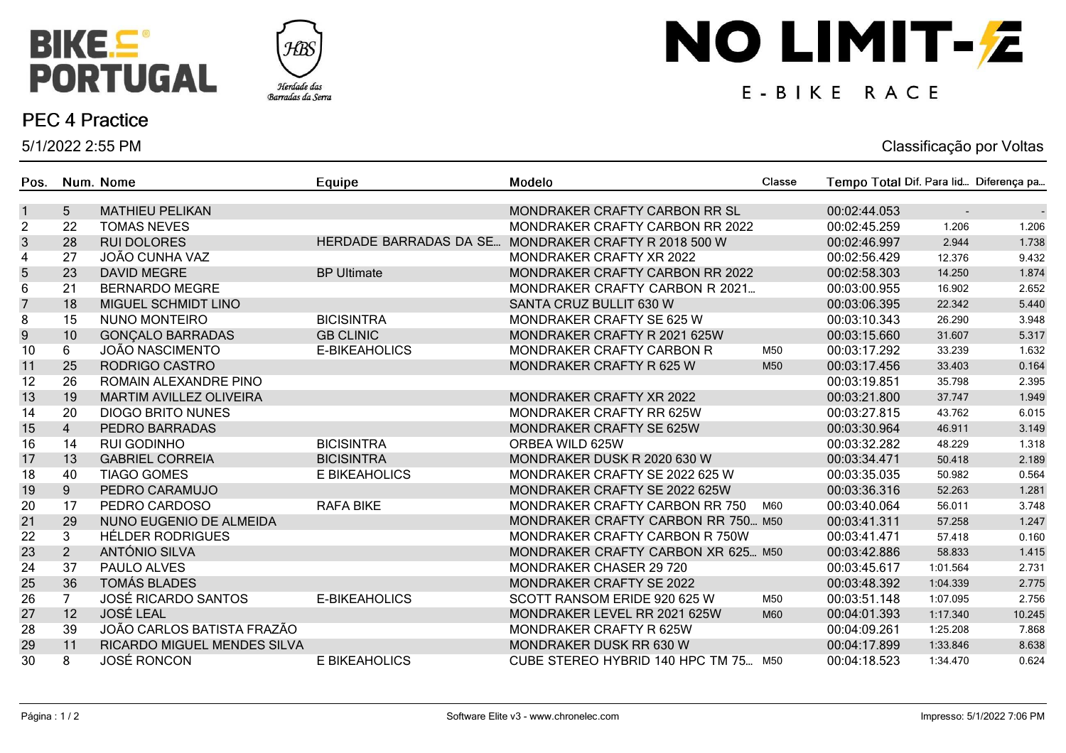# BIKE PORTUGAL

Herdade das Barradas da Serra

# NO LIMIT-E

E-BIKE RACE

## PEC 4 Practice

5/1/2022 2:55 PM

Classificação por Voltas

| Pos. | Num. | Nome | Equipe | Modelo | Classe | Tempo Total | Dif. Para lid... | Diferença pa... |
|---|---|---|---|---|---|---|---|---|
| 1 | 5 | MATHIEU PELIKAN | | MONDRAKER CRAFTY CARBON RR SL | | 00:02:44.053 | - | - |
| 2 | 22 | TOMAS NEVES | | MONDRAKER CRAFTY CARBON RR 2022 | | 00:02:45.259 | 1.206 | 1.206 |
| 3 | 28 | RUI DOLORES | HERDADE BARRADAS DA SE... | MONDRAKER CRAFTY R 2018 500 W | | 00:02:46.997 | 2.944 | 1.738 |
| 4 | 27 | JOÃO CUNHA VAZ | | MONDRAKER CRAFTY XR 2022 | | 00:02:56.429 | 12.376 | 9.432 |
| 5 | 23 | DAVID MEGRE | BP Ultimate | MONDRAKER CRAFTY CARBON RR 2022 | | 00:02:58.303 | 14.250 | 1.874 |
| 6 | 21 | BERNARDO MEGRE | | MONDRAKER CRAFTY CARBON R 2021... | | 00:03:00.955 | 16.902 | 2.652 |
| 7 | 18 | MIGUEL SCHMIDT LINO | | SANTA CRUZ BULLIT 630 W | | 00:03:06.395 | 22.342 | 5.440 |
| 8 | 15 | NUNO MONTEIRO | BICISINTRA | MONDRAKER CRAFTY SE 625 W | | 00:03:10.343 | 26.290 | 3.948 |
| 9 | 10 | GONÇALO BARRADAS | GB CLINIC | MONDRAKER CRAFTY R 2021 625W | | 00:03:15.660 | 31.607 | 5.317 |
| 10 | 6 | JOÃO NASCIMENTO | E-BIKEAHOLICS | MONDRAKER CRAFTY CARBON R | M50 | 00:03:17.292 | 33.239 | 1.632 |
| 11 | 25 | RODRIGO CASTRO | | MONDRAKER CRAFTY R 625 W | M50 | 00:03:17.456 | 33.403 | 0.164 |
| 12 | 26 | ROMAIN ALEXANDRE PINO | | | | 00:03:19.851 | 35.798 | 2.395 |
| 13 | 19 | MARTIM AVILLEZ OLIVEIRA | | MONDRAKER CRAFTY XR 2022 | | 00:03:21.800 | 37.747 | 1.949 |
| 14 | 20 | DIOGO BRITO NUNES | | MONDRAKER CRAFTY RR 625W | | 00:03:27.815 | 43.762 | 6.015 |
| 15 | 4 | PEDRO BARRADAS | | MONDRAKER CRAFTY SE 625W | | 00:03:30.964 | 46.911 | 3.149 |
| 16 | 14 | RUI GODINHO | BICISINTRA | ORBEA WILD 625W | | 00:03:32.282 | 48.229 | 1.318 |
| 17 | 13 | GABRIEL CORREIA | BICISINTRA | MONDRAKER DUSK R 2020 630 W | | 00:03:34.471 | 50.418 | 2.189 |
| 18 | 40 | TIAGO GOMES | E BIKEAHOLICS | MONDRAKER CRAFTY SE 2022 625 W | | 00:03:35.035 | 50.982 | 0.564 |
| 19 | 9 | PEDRO CARAMUJO | | MONDRAKER CRAFTY SE 2022 625W | | 00:03:36.316 | 52.263 | 1.281 |
| 20 | 17 | PEDRO CARDOSO | RAFA BIKE | MONDRAKER CRAFTY CARBON RR 750 | M60 | 00:03:40.064 | 56.011 | 3.748 |
| 21 | 29 | NUNO EUGENIO DE ALMEIDA | | MONDRAKER CRAFTY CARBON RR 750... | M50 | 00:03:41.311 | 57.258 | 1.247 |
| 22 | 3 | HÉLDER RODRIGUES | | MONDRAKER CRAFTY CARBON R 750W | | 00:03:41.471 | 57.418 | 0.160 |
| 23 | 2 | ANTÓNIO SILVA | | MONDRAKER CRAFTY CARBON XR 625... | M50 | 00:03:42.886 | 58.833 | 1.415 |
| 24 | 37 | PAULO ALVES | | MONDRAKER CHASER 29 720 | | 00:03:45.617 | 1:01.564 | 2.731 |
| 25 | 36 | TOMÁS BLADES | | MONDRAKER CRAFTY SE 2022 | | 00:03:48.392 | 1:04.339 | 2.775 |
| 26 | 7 | JOSÉ RICARDO SANTOS | E-BIKEAHOLICS | SCOTT RANSOM ERIDE 920 625 W | M50 | 00:03:51.148 | 1:07.095 | 2.756 |
| 27 | 12 | JOSÉ LEAL | | MONDRAKER LEVEL RR 2021 625W | M60 | 00:04:01.393 | 1:17.340 | 10.245 |
| 28 | 39 | JOÃO CARLOS BATISTA FRAZÃO | | MONDRAKER CRAFTY R 625W | | 00:04:09.261 | 1:25.208 | 7.868 |
| 29 | 11 | RICARDO MIGUEL MENDES SILVA | | MONDRAKER DUSK RR 630 W | | 00:04:17.899 | 1:33.846 | 8.638 |
| 30 | 8 | JOSÉ RONCON | E BIKEAHOLICS | CUBE STEREO HYBRID 140 HPC TM 75... | M50 | 00:04:18.523 | 1:34.470 | 0.624 |

Software Elite v3 - www.chronelec.com

Impresso: 5/1/2022 7:06 PM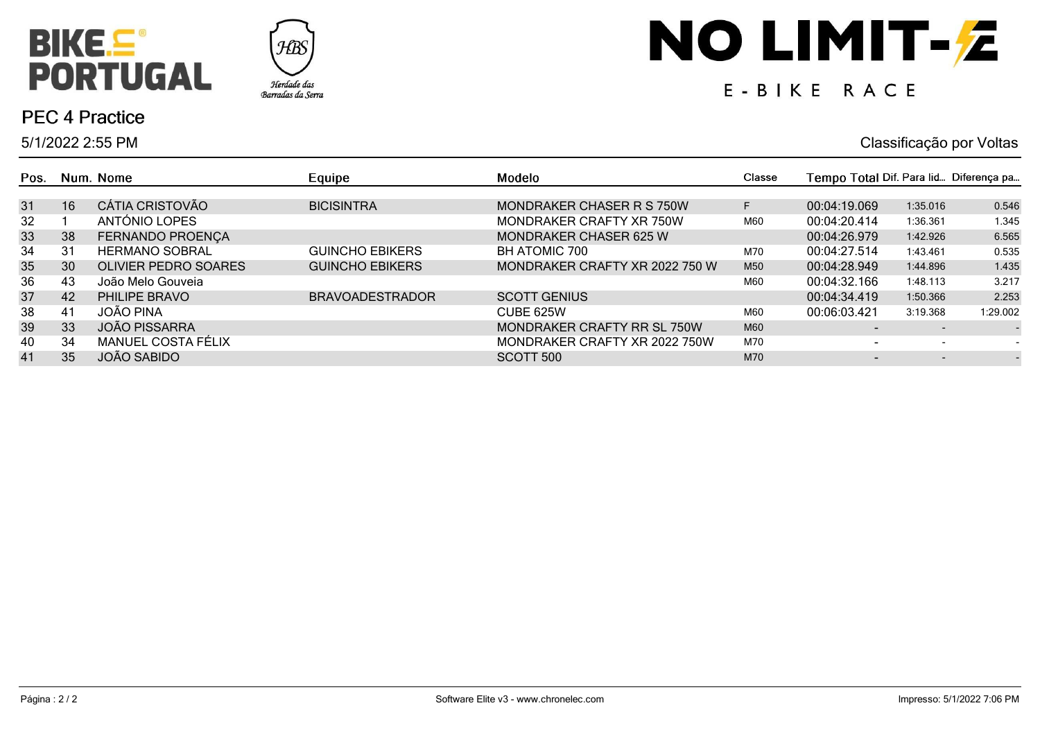BIKE PORTUGAL

Herdade das Barradas da Serra

# NO LIMIT-E

E-BIKE RACE

## PEC 4 Practice

5/1/2022 2:55 PM

Classificação por Voltas

| Pos. | Num. | Nome | Equipe | Modelo | Classe | Tempo Total | Dif. Para lid... | Diferença pa... |
|---|---|---|---|---|---|---|---|---|
| 31 | 16 | CÁTIA CRISTOVÃO | BICISINTRA | MONDRAKER CHASER R S 750W | F | 00:04:19.069 | 1:35.016 | 0.546 |
| 32 | 1 | ANTÓNIO LOPES | | MONDRAKER CRAFTY XR 750W | M60 | 00:04:20.414 | 1:36.361 | 1.345 |
| 33 | 38 | FERNANDO PROENÇA | | MONDRAKER CHASER 625 W | | 00:04:26.979 | 1:42.926 | 6.565 |
| 34 | 31 | HERMANO SOBRAL | GUINCHO EBIKERS | BH ATOMIC 700 | M70 | 00:04:27.514 | 1:43.461 | 0.535 |
| 35 | 30 | OLIVIER PEDRO SOARES | GUINCHO EBIKERS | MONDRAKER CRAFTY XR 2022 750 W | M50 | 00:04:28.949 | 1:44.896 | 1.435 |
| 36 | 43 | João Melo Gouveia | | | M60 | 00:04:32.166 | 1:48.113 | 3.217 |
| 37 | 42 | PHILIPE BRAVO | BRAVOADESTRADOR | SCOTT GENIUS | | 00:04:34.419 | 1:50.366 | 2.253 |
| 38 | 41 | JOÃO PINA | | CUBE 625W | M60 | 00:06:03.421 | 3:19.368 | 1:29.002 |
| 39 | 33 | JOÃO PISSARRA | | MONDRAKER CRAFTY RR SL 750W | M60 | - | - | - |
| 40 | 34 | MANUEL COSTA FÉLIX | | MONDRAKER CRAFTY XR 2022 750W | M70 | - | - | - |
| 41 | 35 | JOÃO SABIDO | | SCOTT 500 | M70 | - | - | - |

Software Elite v3 - www.chronelec.com

Impresso: 5/1/2022 7:06 PM